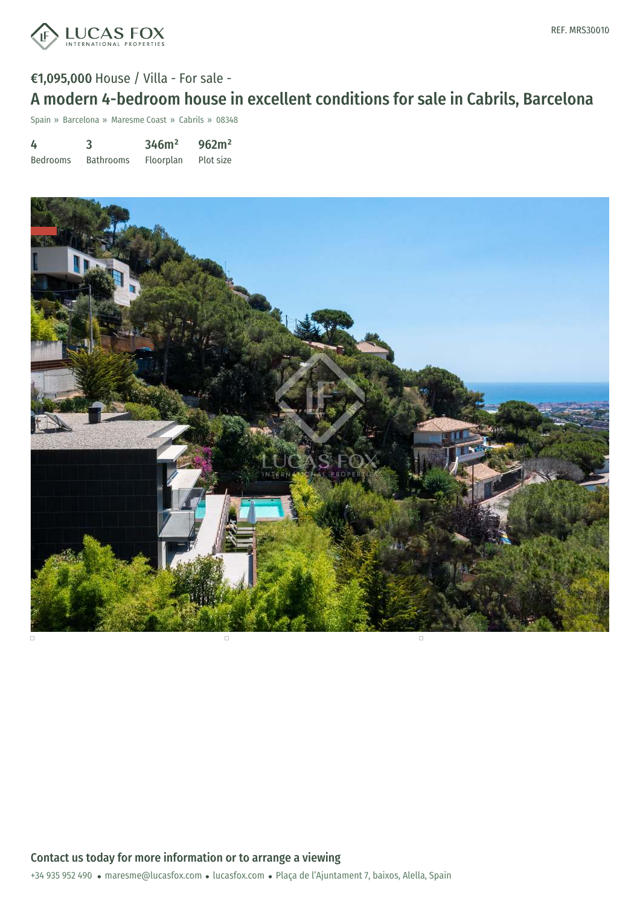REF. MRS30010

**€1,095,000** House / Villa - For sale -

# A modern 4-bedroom house in excellent conditions for sale in Cabrils, Barcelona

Spain » Barcelona » Maresme Coast » Cabrils » 08348

| 4 | 3 | 346m² | 962m² |
|---|---|---|---|
| Bedrooms | Bathrooms | Floorplan | Plot size |

## Contact us today for more information or to arrange a viewing

+34 935 952 490 • maresme@lucasfox.com • lucasfox.com • Plaça de l'Ajuntament 7, baixos, Alella, Spain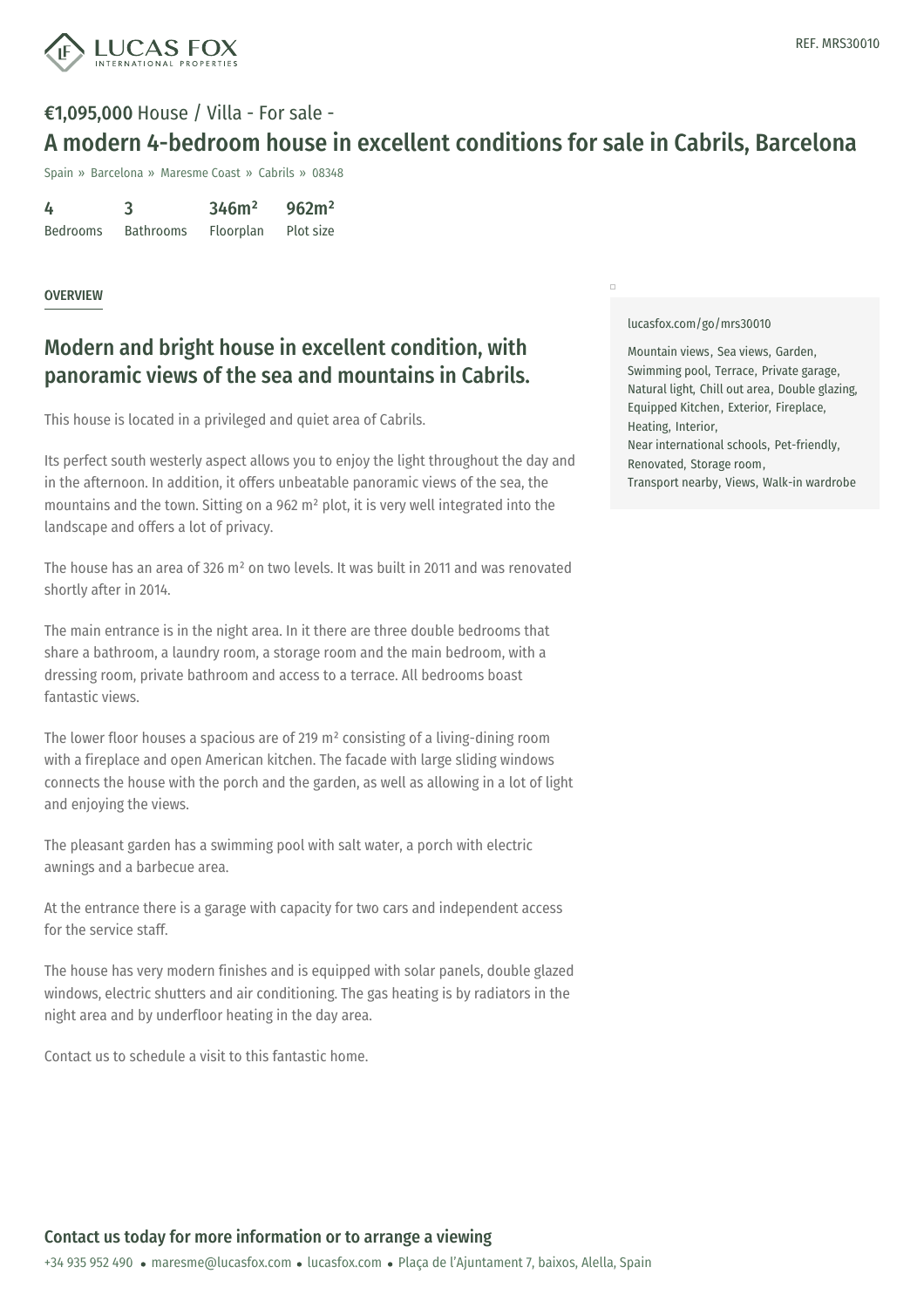REF. MRS30010

**€1,095,000** House / Villa - For sale -

# A modern 4-bedroom house in excellent conditions for sale in Cabrils, Barcelona

Spain » Barcelona » Maresme Coast » Cabrils » 08348

| 4 | 3 | 346m² | 962m² |
|---|---|---|---|
| Bedrooms | Bathrooms | Floorplan | Plot size |

OVERVIEW

## Modern and bright house in excellent condition, with panoramic views of the sea and mountains in Cabrils.

This house is located in a privileged and quiet area of Cabrils.

Its perfect south westerly aspect allows you to enjoy the light throughout the day and in the afternoon. In addition, it offers unbeatable panoramic views of the sea, the mountains and the town. Sitting on a 962 m² plot, it is very well integrated into the landscape and offers a lot of privacy.

The house has an area of 326 m² on two levels. It was built in 2011 and was renovated shortly after in 2014.

The main entrance is in the night area. In it there are three double bedrooms that share a bathroom, a laundry room, a storage room and the main bedroom, with a dressing room, private bathroom and access to a terrace. All bedrooms boast fantastic views.

The lower floor houses a spacious are of 219 m² consisting of a living-dining room with a fireplace and open American kitchen. The facade with large sliding windows connects the house with the porch and the garden, as well as allowing in a lot of light and enjoying the views.

The pleasant garden has a swimming pool with salt water, a porch with electric awnings and a barbecue area.

At the entrance there is a garage with capacity for two cars and independent access for the service staff.

The house has very modern finishes and is equipped with solar panels, double glazed windows, electric shutters and air conditioning. The gas heating is by radiators in the night area and by underfloor heating in the day area.

Contact us to schedule a visit to this fantastic home.

lucasfox.com/go/mrs30010

Mountain views, Sea views, Garden, Swimming pool, Terrace, Private garage, Natural light, Chill out area, Double glazing, Equipped Kitchen, Exterior, Fireplace, Heating, Interior, Near international schools, Pet-friendly, Renovated, Storage room, Transport nearby, Views, Walk-in wardrobe

## Contact us today for more information or to arrange a viewing

+34 935 952 490 • maresme@lucasfox.com • lucasfox.com • Plaça de l'Ajuntament 7, baixos, Alella, Spain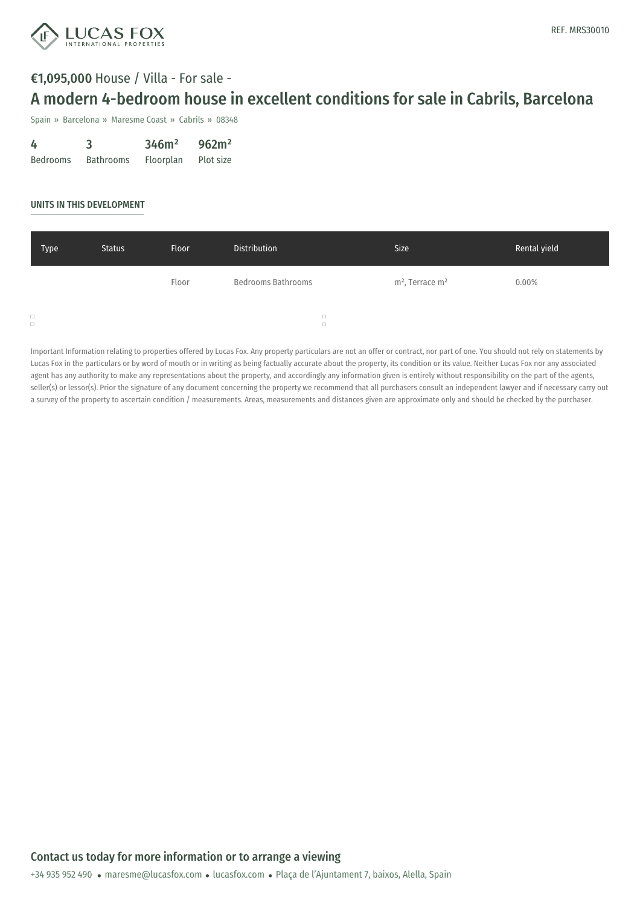€1,095,000 House / Villa - For sale -

# A modern 4-bedroom house in excellent conditions for sale in Cabrils, Barcelona

Spain » Barcelona » Maresme Coast » Cabrils » 08348

| 4 | 3 | 346m² | 962m² |
|---|---|---|---|
| Bedrooms | Bathrooms | Floorplan | Plot size |

## UNITS IN THIS DEVELOPMENT

| Type | Status | Floor | Distribution | Size | Rental yield |
|---|---|---|---|---|---|
| | | Floor | Bedrooms Bathrooms | m², Terrace m² | 0.00% |

Important Information relating to properties offered by Lucas Fox. Any property particulars are not an offer or contract, nor part of one. You should not rely on statements by Lucas Fox in the particulars or by word of mouth or in writing as being factually accurate about the property, its condition or its value. Neither Lucas Fox nor any associated agent has any authority to make any representations about the property, and accordingly any information given is entirely without responsibility on the part of the agents, seller(s) or lessor(s). Prior the signature of any document concerning the property we recommend that all purchasers consult an independent lawyer and if necessary carry out a survey of the property to ascertain condition / measurements. Areas, measurements and distances given are approximate only and should be checked by the purchaser.

## Contact us today for more information or to arrange a viewing

+34 935 952 490 • maresme@lucasfox.com • lucasfox.com • Plaça de l'Ajuntament 7, baixos, Alella, Spain